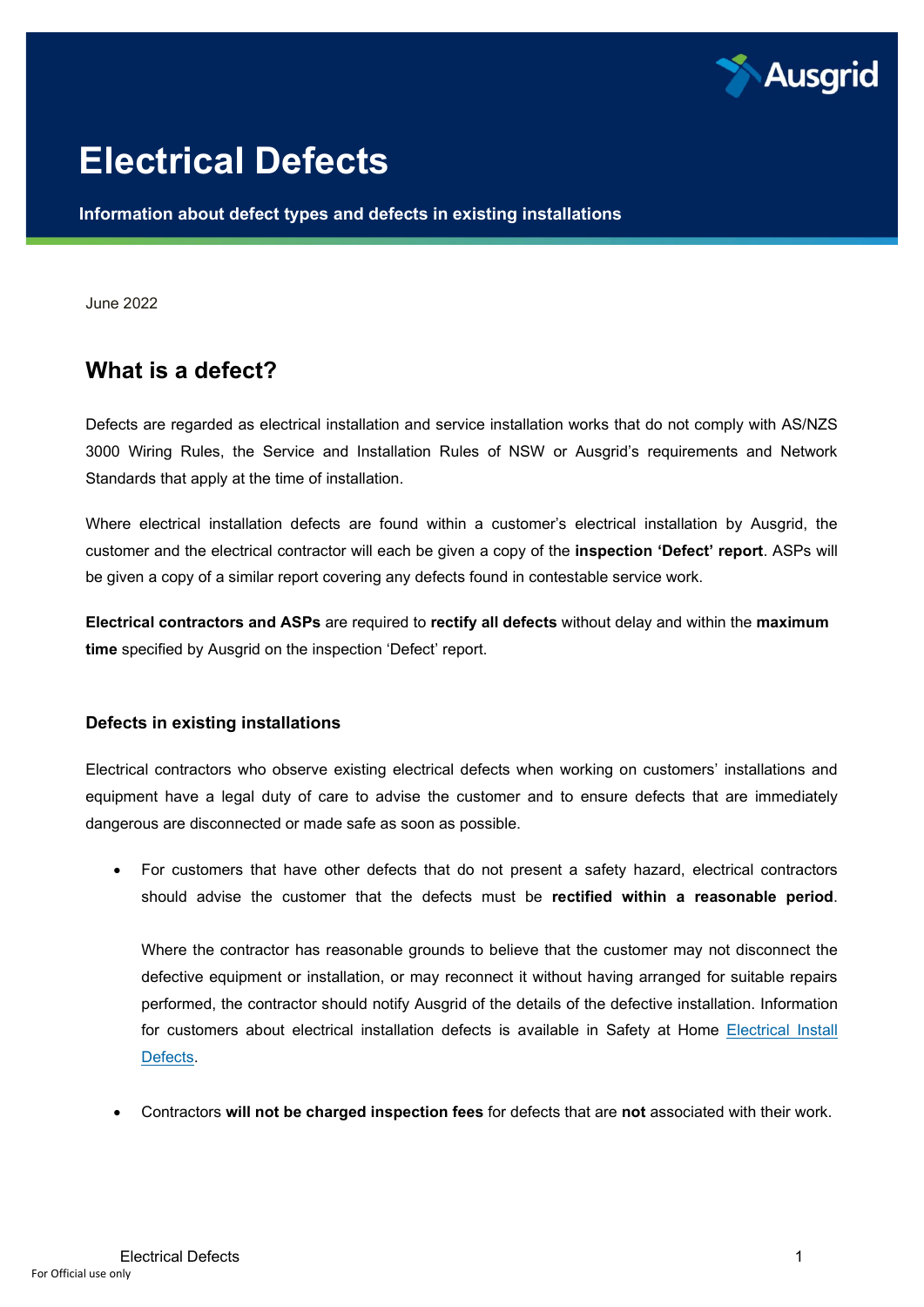# Electrical Defects

**Information about defect types and defects in existing installations**

June 2022

## What is a defect?

Defects are regarded as electrical installation and service installation works that do not comply with AS/NZS 3000 Wiring Rules, the Service and Installation Rules of NSW or Ausgrid's requirements and Network Standards that apply at the time of installation.

Where electrical installation defects are found within a customer's electrical installation by Ausgrid, the customer and the electrical contractor will each be given a copy of the **inspection 'Defect' report**. ASPs will be given a copy of a similar report covering any defects found in contestable service work.

**Electrical contractors and ASPs** are required to **rectify all defects** without delay and within the **maximum time** specified by Ausgrid on the inspection 'Defect' report.

### Defects in existing installations

Electrical contractors who observe existing electrical defects when working on customers' installations and equipment have a legal duty of care to advise the customer and to ensure defects that are immediately dangerous are disconnected or made safe as soon as possible.

- For customers that have other defects that do not present a safety hazard, electrical contractors should advise the customer that the defects must be **rectified within a reasonable period**.

  Where the contractor has reasonable grounds to believe that the customer may not disconnect the defective equipment or installation, or may reconnect it without having arranged for suitable repairs performed, the contractor should notify Ausgrid of the details of the defective installation. Information for customers about electrical installation defects is available in Safety at Home Electrical Install Defects.

- Contractors **will not be charged inspection fees** for defects that are **not** associated with their work.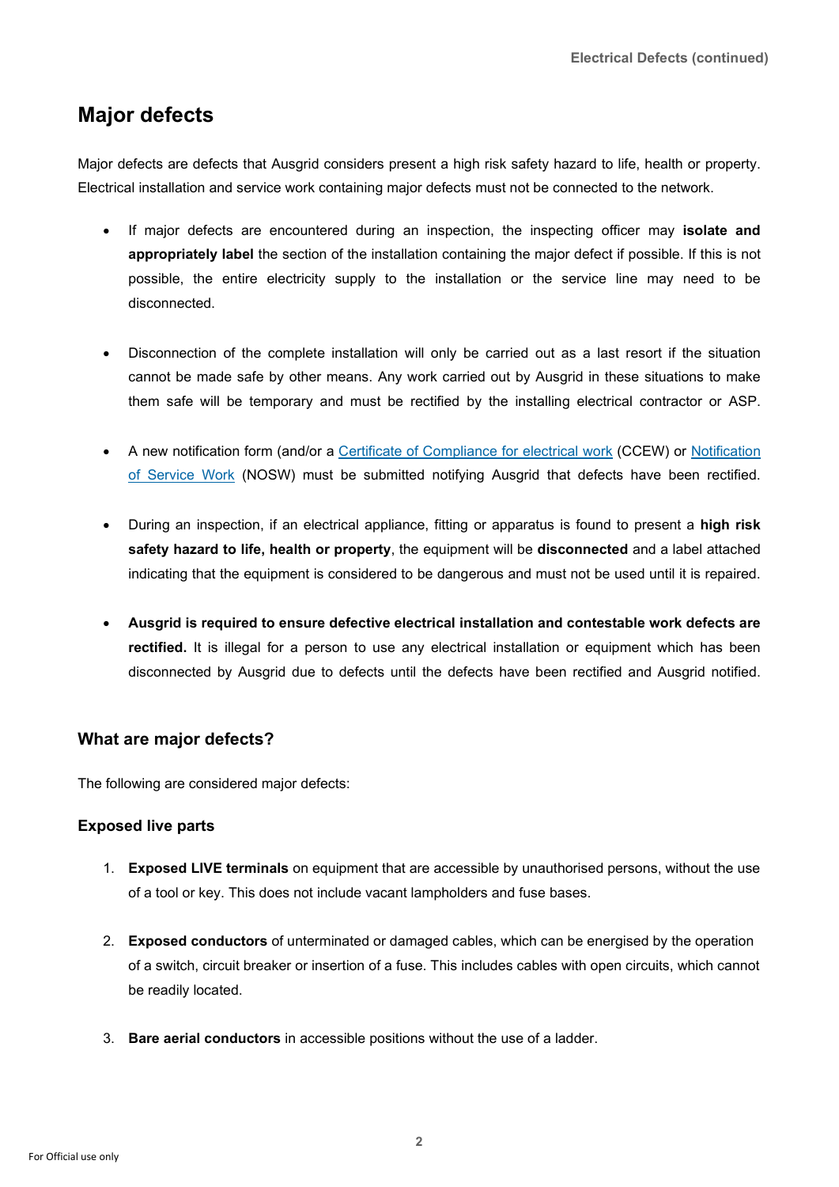# Major defects

Major defects are defects that Ausgrid considers present a high risk safety hazard to life, health or property. Electrical installation and service work containing major defects must not be connected to the network.

- If major defects are encountered during an inspection, the inspecting officer may **isolate and appropriately label** the section of the installation containing the major defect if possible. If this is not possible, the entire electricity supply to the installation or the service line may need to be disconnected.

- Disconnection of the complete installation will only be carried out as a last resort if the situation cannot be made safe by other means. Any work carried out by Ausgrid in these situations to make them safe will be temporary and must be rectified by the installing electrical contractor or ASP.

- A new notification form (and/or a Certificate of Compliance for electrical work (CCEW) or Notification of Service Work (NOSW) must be submitted notifying Ausgrid that defects have been rectified.

- During an inspection, if an electrical appliance, fitting or apparatus is found to present a **high risk safety hazard to life, health or property**, the equipment will be **disconnected** and a label attached indicating that the equipment is considered to be dangerous and must not be used until it is repaired.

- **Ausgrid is required to ensure defective electrical installation and contestable work defects are rectified.** It is illegal for a person to use any electrical installation or equipment which has been disconnected by Ausgrid due to defects until the defects have been rectified and Ausgrid notified.

## What are major defects?

The following are considered major defects:

### Exposed live parts

1. **Exposed LIVE terminals** on equipment that are accessible by unauthorised persons, without the use of a tool or key. This does not include vacant lampholders and fuse bases.

2. **Exposed conductors** of unterminated or damaged cables, which can be energised by the operation of a switch, circuit breaker or insertion of a fuse. This includes cables with open circuits, which cannot be readily located.

3. **Bare aerial conductors** in accessible positions without the use of a ladder.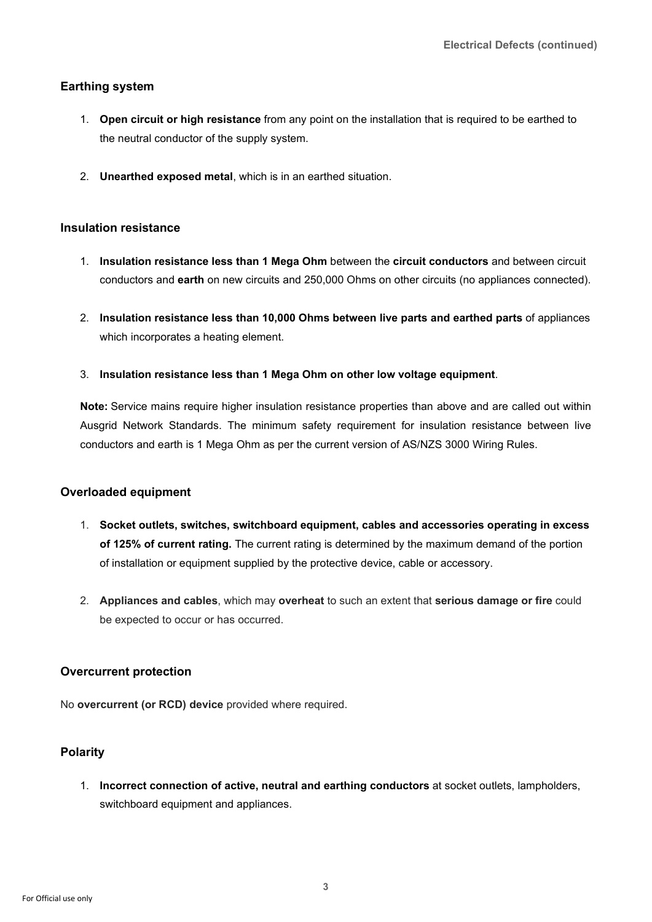## Earthing system

1. **Open circuit or high resistance** from any point on the installation that is required to be earthed to the neutral conductor of the supply system.

2. **Unearthed exposed metal**, which is in an earthed situation.

## Insulation resistance

1. **Insulation resistance less than 1 Mega Ohm** between the **circuit conductors** and between circuit conductors and **earth** on new circuits and 250,000 Ohms on other circuits (no appliances connected).

2. **Insulation resistance less than 10,000 Ohms between live parts and earthed parts** of appliances which incorporates a heating element.

3. **Insulation resistance less than 1 Mega Ohm on other low voltage equipment**.

**Note:** Service mains require higher insulation resistance properties than above and are called out within Ausgrid Network Standards. The minimum safety requirement for insulation resistance between live conductors and earth is 1 Mega Ohm as per the current version of AS/NZS 3000 Wiring Rules.

## Overloaded equipment

1. **Socket outlets, switches, switchboard equipment, cables and accessories operating in excess of 125% of current rating.** The current rating is determined by the maximum demand of the portion of installation or equipment supplied by the protective device, cable or accessory.

2. **Appliances and cables**, which may **overheat** to such an extent that **serious damage or fire** could be expected to occur or has occurred.

## Overcurrent protection

No **overcurrent (or RCD) device** provided where required.

## Polarity

1. **Incorrect connection of active, neutral and earthing conductors** at socket outlets, lampholders, switchboard equipment and appliances.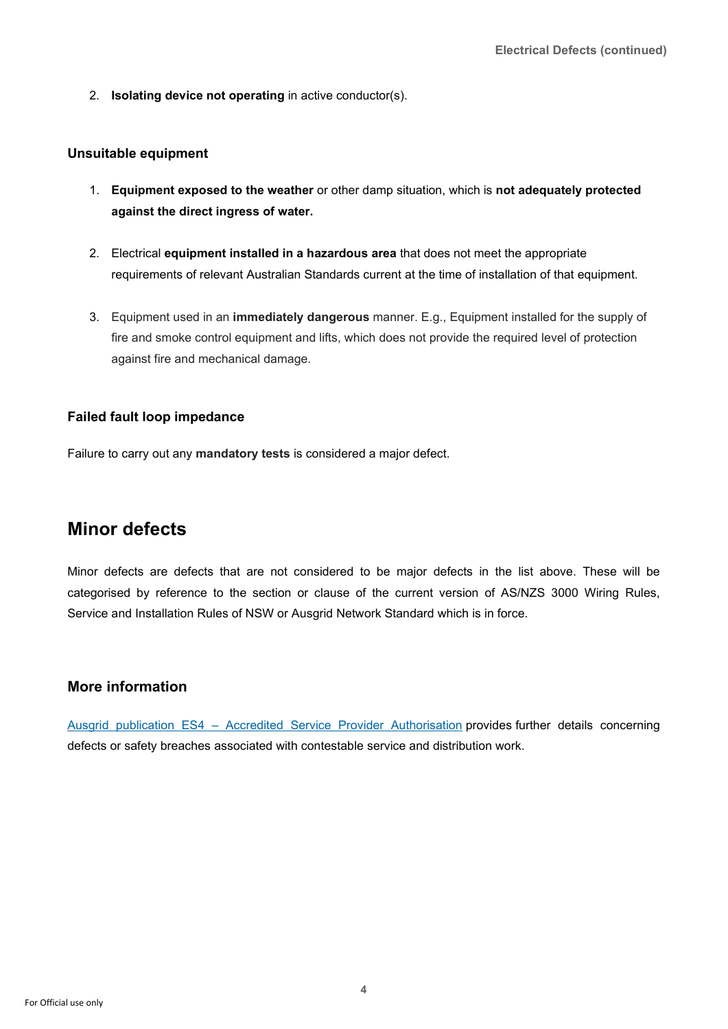2. **Isolating device not operating** in active conductor(s).

### Unsuitable equipment

1. **Equipment exposed to the weather** or other damp situation, which is **not adequately protected against the direct ingress of water.**

2. Electrical **equipment installed in a hazardous area** that does not meet the appropriate requirements of relevant Australian Standards current at the time of installation of that equipment.

3. Equipment used in an **immediately dangerous** manner. E.g., Equipment installed for the supply of fire and smoke control equipment and lifts, which does not provide the required level of protection against fire and mechanical damage.

### Failed fault loop impedance

Failure to carry out any **mandatory tests** is considered a major defect.

## Minor defects

Minor defects are defects that are not considered to be major defects in the list above. These will be categorised by reference to the section or clause of the current version of AS/NZS 3000 Wiring Rules, Service and Installation Rules of NSW or Ausgrid Network Standard which is in force.

### More information

Ausgrid publication ES4 – Accredited Service Provider Authorisation provides further details concerning defects or safety breaches associated with contestable service and distribution work.

For Official use only